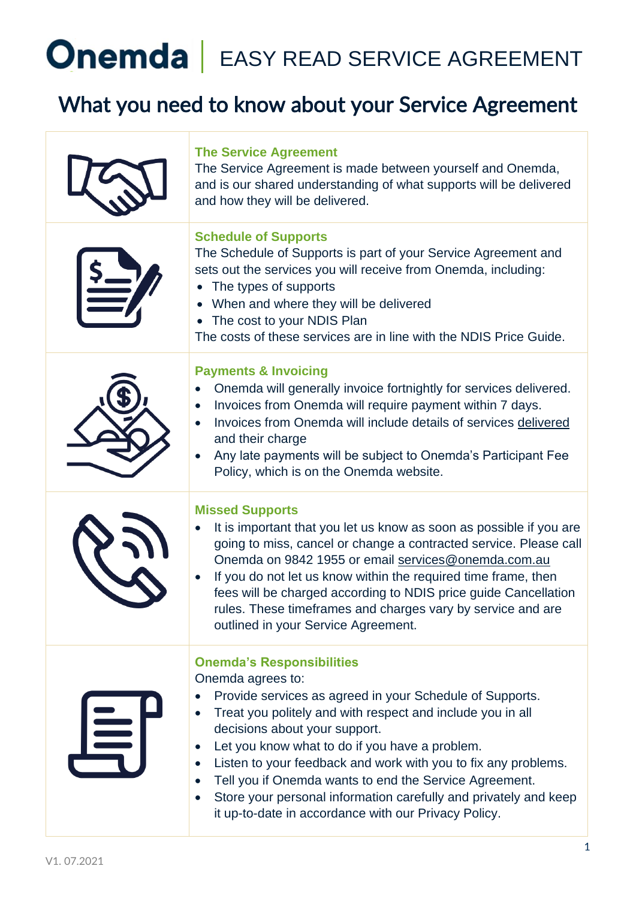# Onemda | EASY READ SERVICE AGREEMENT

## What you need to know about your Service Agreement

### The Service Agreement

The Service Agreement is made between yourself and Onemda, and is our shared understanding of what supports will be delivered and how they will be delivered.

### Schedule of Supports

The Schedule of Supports is part of your Service Agreement and sets out the services you will receive from Onemda, including:

- The types of supports
- When and where they will be delivered
- The cost to your NDIS Plan

The costs of these services are in line with the NDIS Price Guide.

### Payments & Invoicing

- Onemda will generally invoice fortnightly for services delivered.
- Invoices from Onemda will require payment within 7 days.
- Invoices from Onemda will include details of services delivered and their charge
- Any late payments will be subject to Onemda's Participant Fee Policy, which is on the Onemda website.

### Missed Supports

- It is important that you let us know as soon as possible if you are going to miss, cancel or change a contracted service. Please call Onemda on 9842 1955 or email services@onemda.com.au
- If you do not let us know within the required time frame, then fees will be charged according to NDIS price guide Cancellation rules. These timeframes and charges vary by service and are outlined in your Service Agreement.

### Onemda's Responsibilities

Onemda agrees to:

- Provide services as agreed in your Schedule of Supports.
- Treat you politely and with respect and include you in all decisions about your support.
- Let you know what to do if you have a problem.
- Listen to your feedback and work with you to fix any problems.
- Tell you if Onemda wants to end the Service Agreement.
- Store your personal information carefully and privately and keep it up-to-date in accordance with our Privacy Policy.

V1. 07.2021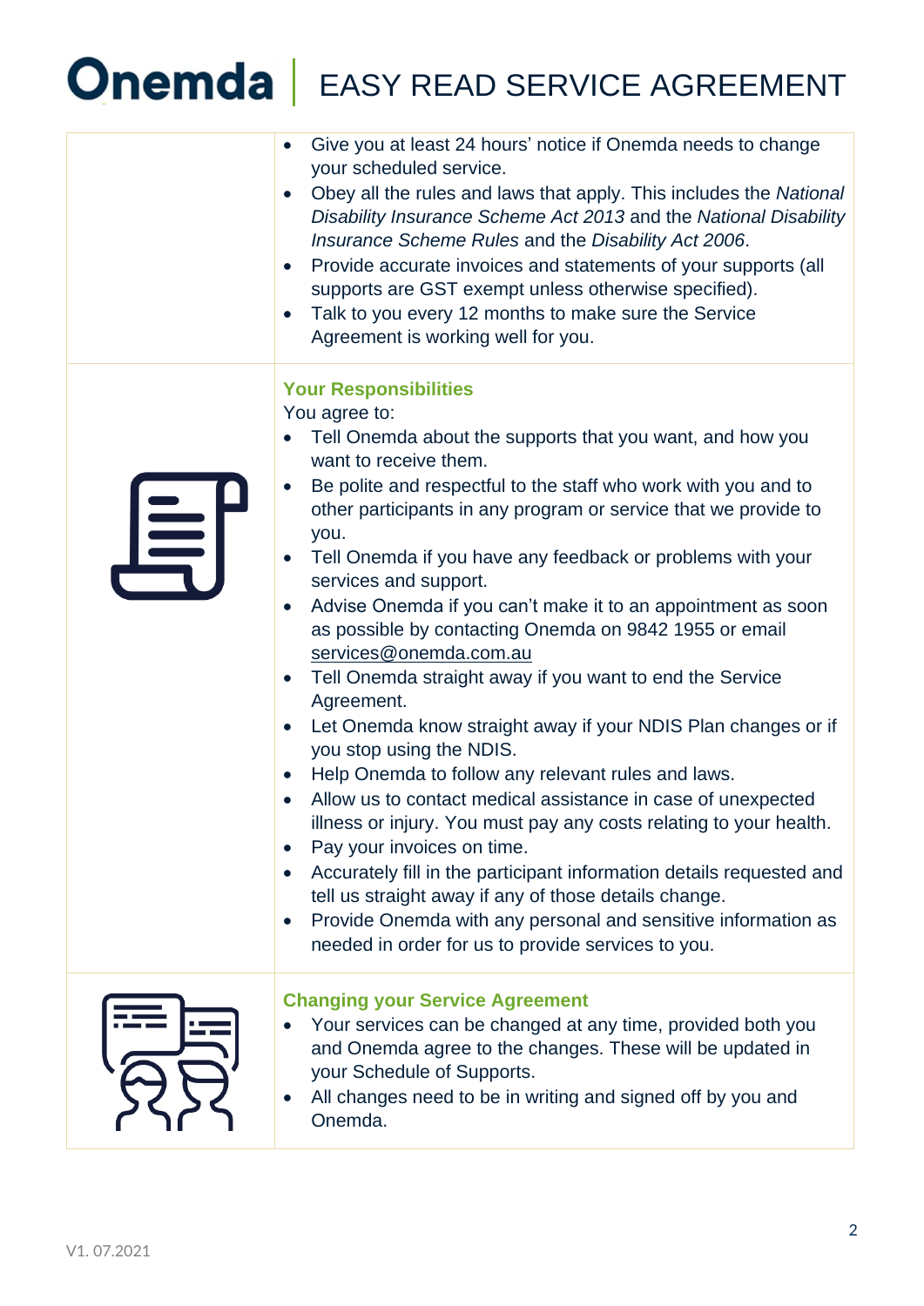- Give you at least 24 hours' notice if Onemda needs to change your scheduled service.
- Obey all the rules and laws that apply. This includes the *National Disability Insurance Scheme Act 2013* and the *National Disability Insurance Scheme Rules* and the *Disability Act 2006*.
- Provide accurate invoices and statements of your supports (all supports are GST exempt unless otherwise specified).
- Talk to you every 12 months to make sure the Service Agreement is working well for you.

## Your Responsibilities

You agree to:

- Tell Onemda about the supports that you want, and how you want to receive them.
- Be polite and respectful to the staff who work with you and to other participants in any program or service that we provide to you.
- Tell Onemda if you have any feedback or problems with your services and support.
- Advise Onemda if you can't make it to an appointment as soon as possible by contacting Onemda on 9842 1955 or email services@onemda.com.au
- Tell Onemda straight away if you want to end the Service Agreement.
- Let Onemda know straight away if your NDIS Plan changes or if you stop using the NDIS.
- Help Onemda to follow any relevant rules and laws.
- Allow us to contact medical assistance in case of unexpected illness or injury. You must pay any costs relating to your health.
- Pay your invoices on time.
- Accurately fill in the participant information details requested and tell us straight away if any of those details change.
- Provide Onemda with any personal and sensitive information as needed in order for us to provide services to you.

## Changing your Service Agreement

- Your services can be changed at any time, provided both you and Onemda agree to the changes. These will be updated in your Schedule of Supports.
- All changes need to be in writing and signed off by you and Onemda.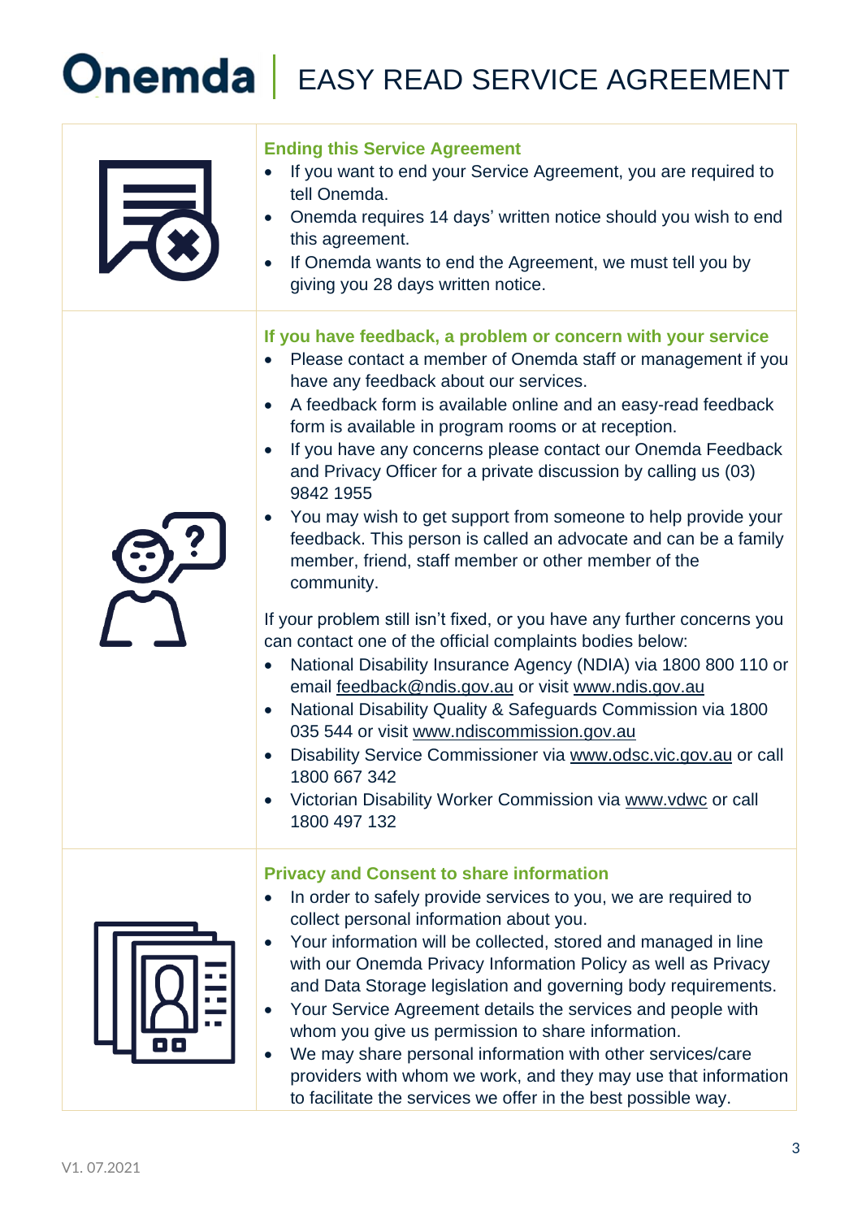## Ending this Service Agreement

- If you want to end your Service Agreement, you are required to tell Onemda.
- Onemda requires 14 days' written notice should you wish to end this agreement.
- If Onemda wants to end the Agreement, we must tell you by giving you 28 days written notice.

## If you have feedback, a problem or concern with your service

- Please contact a member of Onemda staff or management if you have any feedback about our services.
- A feedback form is available online and an easy-read feedback form is available in program rooms or at reception.
- If you have any concerns please contact our Onemda Feedback and Privacy Officer for a private discussion by calling us (03) 9842 1955
- You may wish to get support from someone to help provide your feedback. This person is called an advocate and can be a family member, friend, staff member or other member of the community.

If your problem still isn't fixed, or you have any further concerns you can contact one of the official complaints bodies below:

- National Disability Insurance Agency (NDIA) via 1800 800 110 or email feedback@ndis.gov.au or visit www.ndis.gov.au
- National Disability Quality & Safeguards Commission via 1800 035 544 or visit www.ndiscommission.gov.au
- Disability Service Commissioner via www.odsc.vic.gov.au or call 1800 667 342
- Victorian Disability Worker Commission via www.vdwc or call 1800 497 132

## Privacy and Consent to share information

- In order to safely provide services to you, we are required to collect personal information about you.
- Your information will be collected, stored and managed in line with our Onemda Privacy Information Policy as well as Privacy and Data Storage legislation and governing body requirements.
- Your Service Agreement details the services and people with whom you give us permission to share information.
- We may share personal information with other services/care providers with whom we work, and they may use that information to facilitate the services we offer in the best possible way.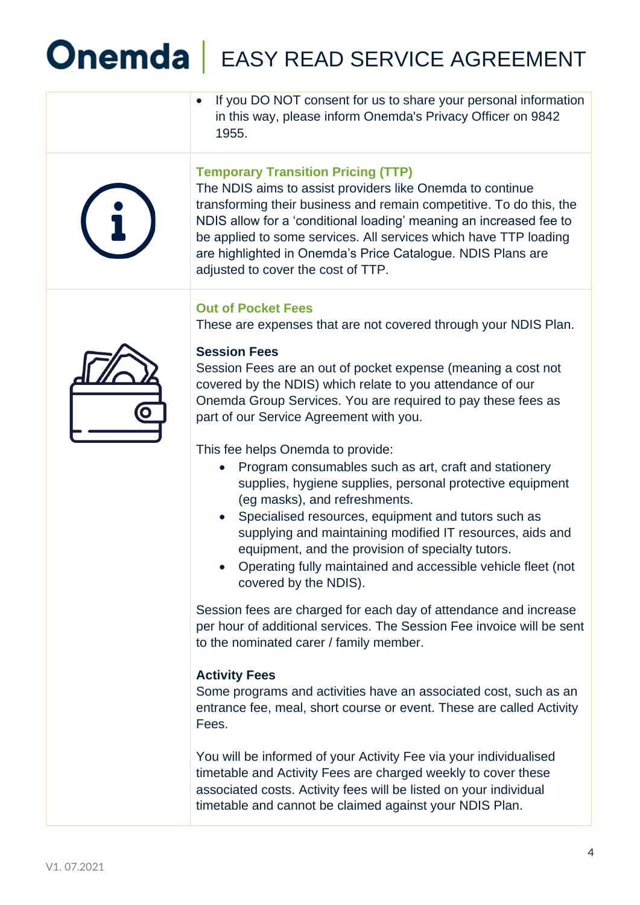- If you DO NOT consent for us to share your personal information in this way, please inform Onemda's Privacy Officer on 9842 1955.

### Temporary Transition Pricing (TTP)

The NDIS aims to assist providers like Onemda to continue transforming their business and remain competitive. To do this, the NDIS allow for a 'conditional loading' meaning an increased fee to be applied to some services. All services which have TTP loading are highlighted in Onemda's Price Catalogue. NDIS Plans are adjusted to cover the cost of TTP.

### Out of Pocket Fees

These are expenses that are not covered through your NDIS Plan.

**Session Fees**

Session Fees are an out of pocket expense (meaning a cost not covered by the NDIS) which relate to you attendance of our Onemda Group Services. You are required to pay these fees as part of our Service Agreement with you.

This fee helps Onemda to provide:

- Program consumables such as art, craft and stationery supplies, hygiene supplies, personal protective equipment (eg masks), and refreshments.
- Specialised resources, equipment and tutors such as supplying and maintaining modified IT resources, aids and equipment, and the provision of specialty tutors.
- Operating fully maintained and accessible vehicle fleet (not covered by the NDIS).

Session fees are charged for each day of attendance and increase per hour of additional services. The Session Fee invoice will be sent to the nominated carer / family member.

**Activity Fees**

Some programs and activities have an associated cost, such as an entrance fee, meal, short course or event. These are called Activity Fees.

You will be informed of your Activity Fee via your individualised timetable and Activity Fees are charged weekly to cover these associated costs. Activity fees will be listed on your individual timetable and cannot be claimed against your NDIS Plan.

V1. 07.2021